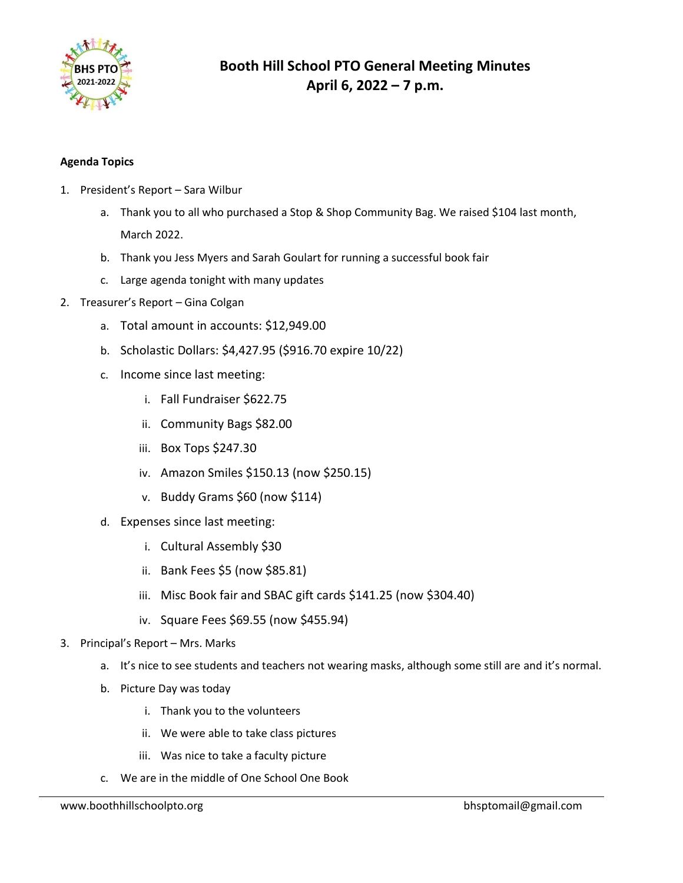# Booth Hill School PTO General Meeting Minutes
## April 6, 2022 – 7 p.m.

**Agenda Topics**

1. President's Report – Sara Wilbur
   a. Thank you to all who purchased a Stop & Shop Community Bag. We raised $104 last month, March 2022.
   b. Thank you Jess Myers and Sarah Goulart for running a successful book fair
   c. Large agenda tonight with many updates
2. Treasurer's Report – Gina Colgan
   a. Total amount in accounts: $12,949.00
   b. Scholastic Dollars: $4,427.95 ($916.70 expire 10/22)
   c. Income since last meeting:
      i. Fall Fundraiser $622.75
      ii. Community Bags $82.00
      iii. Box Tops $247.30
      iv. Amazon Smiles $150.13 (now $250.15)
      v. Buddy Grams $60 (now $114)
   d. Expenses since last meeting:
      i. Cultural Assembly $30
      ii. Bank Fees $5 (now $85.81)
      iii. Misc Book fair and SBAC gift cards $141.25 (now $304.40)
      iv. Square Fees $69.55 (now $455.94)
3. Principal's Report – Mrs. Marks
   a. It's nice to see students and teachers not wearing masks, although some still are and it's normal.
   b. Picture Day was today
      i. Thank you to the volunteers
      ii. We were able to take class pictures
      iii. Was nice to take a faculty picture
   c. We are in the middle of One School One Book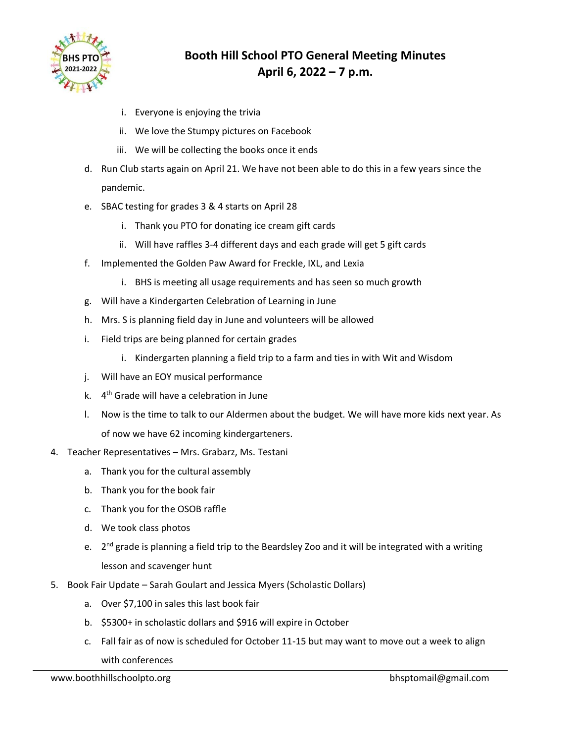# Booth Hill School PTO General Meeting Minutes
## April 6, 2022 – 7 p.m.

        i. Everyone is enjoying the trivia
        ii. We love the Stumpy pictures on Facebook
        iii. We will be collecting the books once it ends

   d. Run Club starts again on April 21. We have not been able to do this in a few years since the pandemic.
   e. SBAC testing for grades 3 & 4 starts on April 28
        i. Thank you PTO for donating ice cream gift cards
        ii. Will have raffles 3-4 different days and each grade will get 5 gift cards
   f. Implemented the Golden Paw Award for Freckle, IXL, and Lexia
        i. BHS is meeting all usage requirements and has seen so much growth
   g. Will have a Kindergarten Celebration of Learning in June
   h. Mrs. S is planning field day in June and volunteers will be allowed
   i. Field trips are being planned for certain grades
        i. Kindergarten planning a field trip to a farm and ties in with Wit and Wisdom
   j. Will have an EOY musical performance
   k. 4th Grade will have a celebration in June
   l. Now is the time to talk to our Aldermen about the budget. We will have more kids next year. As of now we have 62 incoming kindergarteners.

4. Teacher Representatives – Mrs. Grabarz, Ms. Testani
   a. Thank you for the cultural assembly
   b. Thank you for the book fair
   c. Thank you for the OSOB raffle
   d. We took class photos
   e. 2nd grade is planning a field trip to the Beardsley Zoo and it will be integrated with a writing lesson and scavenger hunt

5. Book Fair Update – Sarah Goulart and Jessica Myers (Scholastic Dollars)
   a. Over $7,100 in sales this last book fair
   b. $5300+ in scholastic dollars and $916 will expire in October
   c. Fall fair as of now is scheduled for October 11-15 but may want to move out a week to align with conferences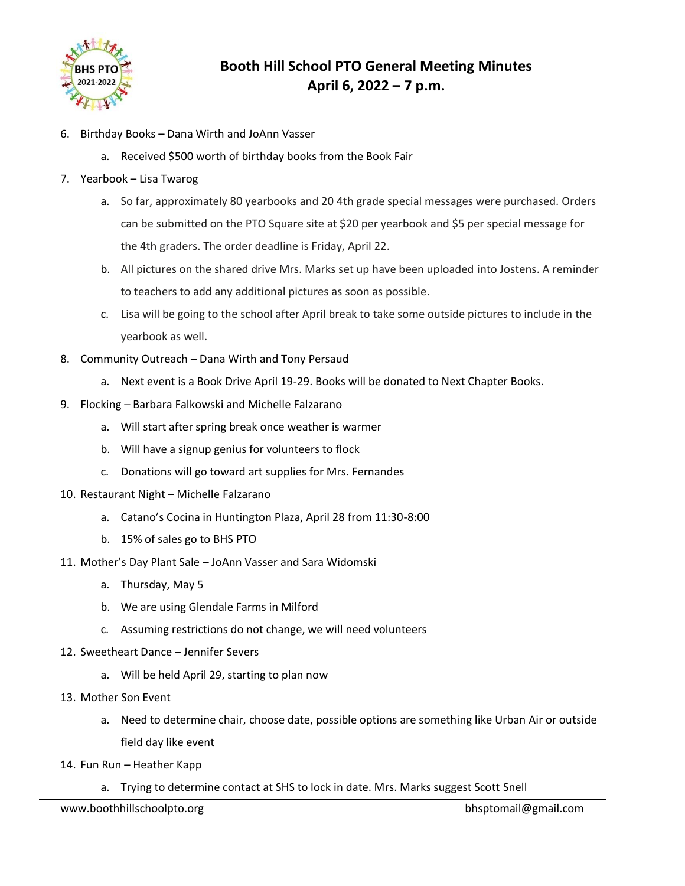# Booth Hill School PTO General Meeting Minutes
## April 6, 2022 – 7 p.m.

6. Birthday Books – Dana Wirth and JoAnn Vasser
   a. Received $500 worth of birthday books from the Book Fair
7. Yearbook – Lisa Twarog
   a. So far, approximately 80 yearbooks and 20 4th grade special messages were purchased. Orders can be submitted on the PTO Square site at $20 per yearbook and $5 per special message for the 4th graders. The order deadline is Friday, April 22.
   b. All pictures on the shared drive Mrs. Marks set up have been uploaded into Jostens. A reminder to teachers to add any additional pictures as soon as possible.
   c. Lisa will be going to the school after April break to take some outside pictures to include in the yearbook as well.
8. Community Outreach – Dana Wirth and Tony Persaud
   a. Next event is a Book Drive April 19-29. Books will be donated to Next Chapter Books.
9. Flocking – Barbara Falkowski and Michelle Falzarano
   a. Will start after spring break once weather is warmer
   b. Will have a signup genius for volunteers to flock
   c. Donations will go toward art supplies for Mrs. Fernandes
10. Restaurant Night – Michelle Falzarano
    a. Catano's Cocina in Huntington Plaza, April 28 from 11:30-8:00
    b. 15% of sales go to BHS PTO
11. Mother's Day Plant Sale – JoAnn Vasser and Sara Widomski
    a. Thursday, May 5
    b. We are using Glendale Farms in Milford
    c. Assuming restrictions do not change, we will need volunteers
12. Sweetheart Dance – Jennifer Severs
    a. Will be held April 29, starting to plan now
13. Mother Son Event
    a. Need to determine chair, choose date, possible options are something like Urban Air or outside field day like event
14. Fun Run – Heather Kapp
    a. Trying to determine contact at SHS to lock in date. Mrs. Marks suggest Scott Snell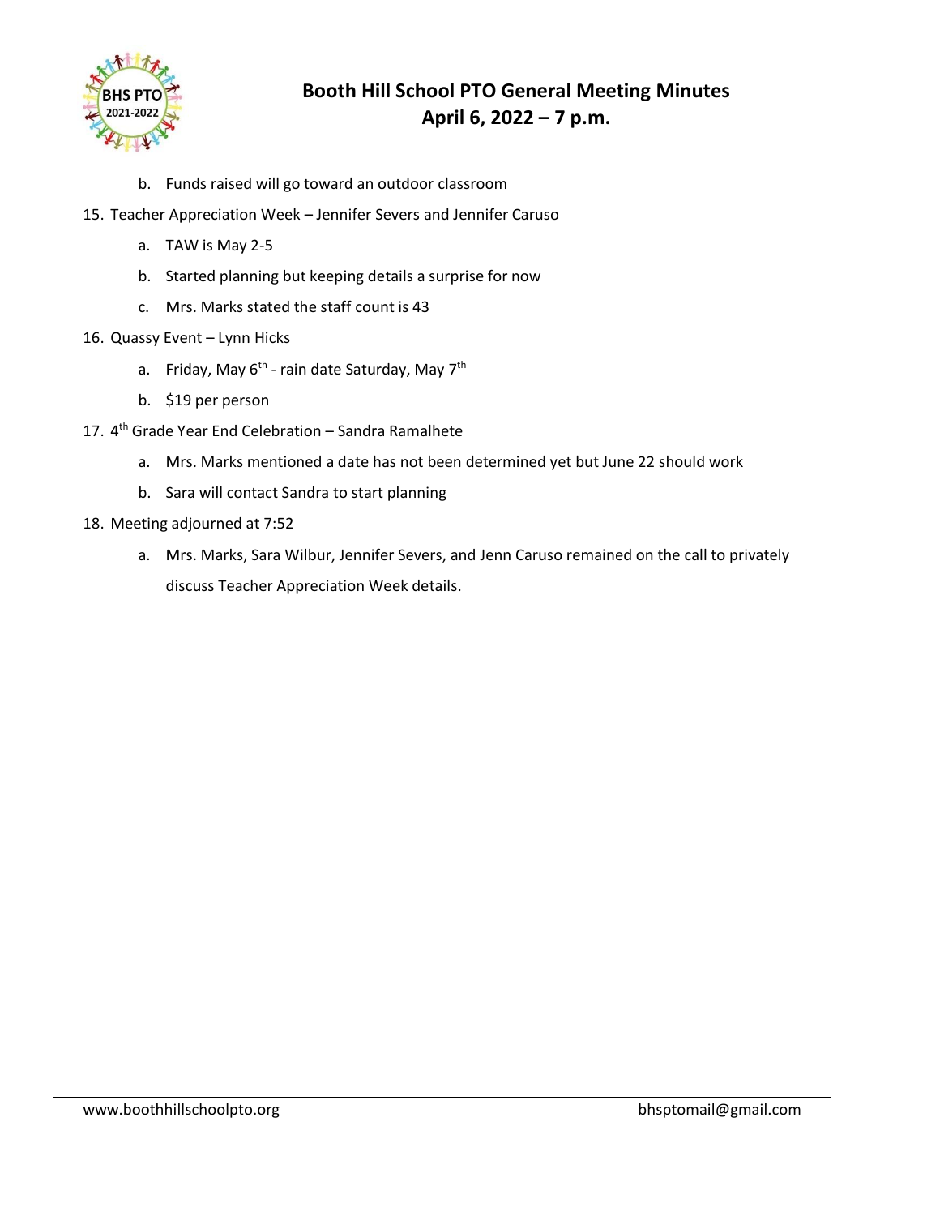# Booth Hill School PTO General Meeting Minutes
## April 6, 2022 – 7 p.m.

   b. Funds raised will go toward an outdoor classroom

15. Teacher Appreciation Week – Jennifer Severs and Jennifer Caruso
    a. TAW is May 2-5
    b. Started planning but keeping details a surprise for now
    c. Mrs. Marks stated the staff count is 43
16. Quassy Event – Lynn Hicks
    a. Friday, May 6th - rain date Saturday, May 7th
    b. $19 per person
17. 4th Grade Year End Celebration – Sandra Ramalhete
    a. Mrs. Marks mentioned a date has not been determined yet but June 22 should work
    b. Sara will contact Sandra to start planning
18. Meeting adjourned at 7:52
    a. Mrs. Marks, Sara Wilbur, Jennifer Severs, and Jenn Caruso remained on the call to privately discuss Teacher Appreciation Week details.